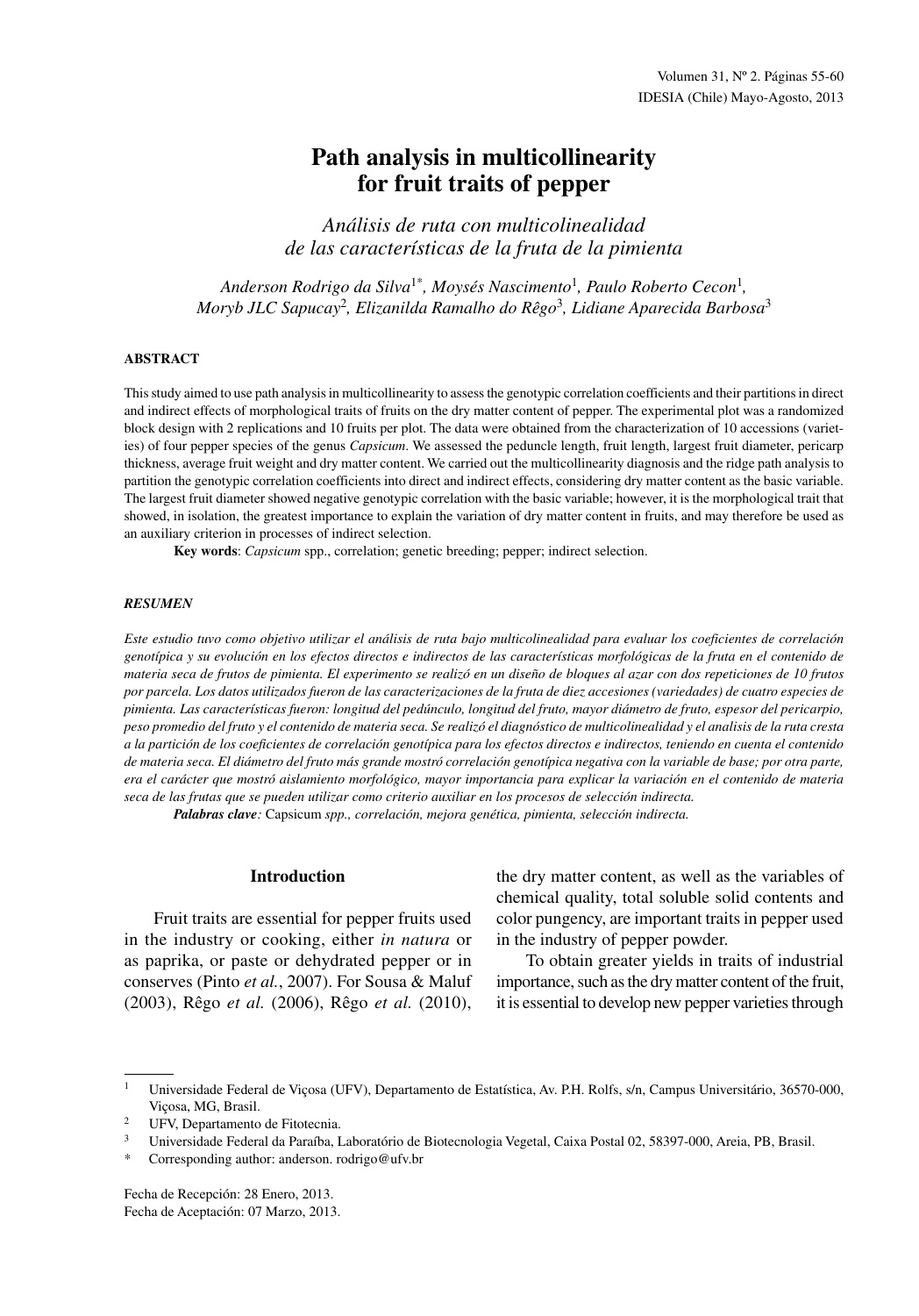# Path analysis in multicollinearity for fruit traits of pepper

*Análisis de ruta con multicolinealidad de las características de la fruta de la pimienta*

*Anderson Rodrigo da Silva[1*], Moysés Nascimento[1], Paulo Roberto Cecon[1], Moryb JLC Sapucay[2], Elizanilda Ramalho do Rêgo[3], Lidiane Aparecida Barbosa[3]*

### ABSTRACT

This study aimed to use path analysis in multicollinearity to assess the genotypic correlation coefficients and their partitions in direct and indirect effects of morphological traits of fruits on the dry matter content of pepper. The experimental plot was a randomized block design with 2 replications and 10 fruits per plot. The data were obtained from the characterization of 10 accessions (varieties) of four pepper species of the genus *Capsicum*. We assessed the peduncle length, fruit length, largest fruit diameter, pericarp thickness, average fruit weight and dry matter content. We carried out the multicollinearity diagnosis and the ridge path analysis to partition the genotypic correlation coefficients into direct and indirect effects, considering dry matter content as the basic variable. The largest fruit diameter showed negative genotypic correlation with the basic variable; however, it is the morphological trait that showed, in isolation, the greatest importance to explain the variation of dry matter content in fruits, and may therefore be used as an auxiliary criterion in processes of indirect selection.

**Key words**: *Capsicum* spp., correlation; genetic breeding; pepper; indirect selection.

### *RESUMEN*

*Este estudio tuvo como objetivo utilizar el análisis de ruta bajo multicolinealidad para evaluar los coeficientes de correlación genotípica y su evolución en los efectos directos e indirectos de las características morfológicas de la fruta en el contenido de materia seca de frutos de pimienta. El experimento se realizó en un diseño de bloques al azar con dos repeticiones de 10 frutos por parcela. Los datos utilizados fueron de las caracterizaciones de la fruta de diez accesiones (variedades) de cuatro especies de pimienta. Las características fueron: longitud del pedúnculo, longitud del fruto, mayor diámetro de fruto, espesor del pericarpio, peso promedio del fruto y el contenido de materia seca. Se realizó el diagnóstico de multicolinealidad y el analisis de la ruta cresta a la partición de los coeficientes de correlación genotípica para los efectos directos e indirectos, teniendo en cuenta el contenido de materia seca. El diámetro del fruto más grande mostró correlación genotípica negativa con la variable de base; por otra parte, era el carácter que mostró aislamiento morfológico, mayor importancia para explicar la variación en el contenido de materia seca de las frutas que se pueden utilizar como criterio auxiliar en los procesos de selección indirecta.*

***Palabras clave**: Capsicum spp., correlación, mejora genética, pimienta, selección indirecta.*

## Introduction

Fruit traits are essential for pepper fruits used in the industry or cooking, either *in natura* or as paprika, or paste or dehydrated pepper or in conserves (Pinto *et al.*, 2007). For Sousa & Maluf (2003), Rêgo *et al.* (2006), Rêgo *et al.* (2010), the dry matter content, as well as the variables of chemical quality, total soluble solid contents and color pungency, are important traits in pepper used in the industry of pepper powder.

To obtain greater yields in traits of industrial importance, such as the dry matter content of the fruit, it is essential to develop new pepper varieties through

---

[1] Universidade Federal de Viçosa (UFV), Departamento de Estatística, Av. P.H. Rolfs, s/n, Campus Universitário, 36570-000, Viçosa, MG, Brasil.

[2] UFV, Departamento de Fitotecnia.

[3] Universidade Federal da Paraíba, Laboratório de Biotecnologia Vegetal, Caixa Postal 02, 58397-000, Areia, PB, Brasil.

\* Corresponding author: anderson. rodrigo@ufv.br

Fecha de Recepción: 28 Enero, 2013.
Fecha de Aceptación: 07 Marzo, 2013.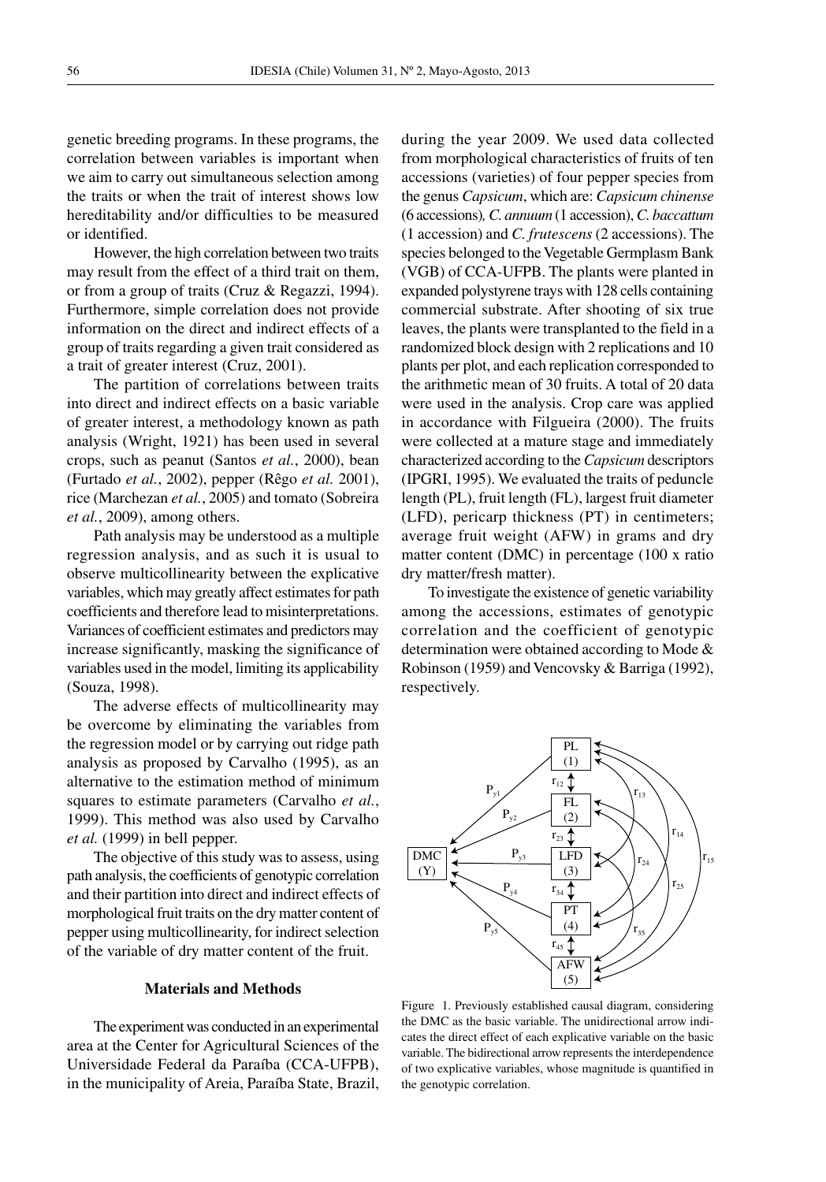genetic breeding programs. In these programs, the correlation between variables is important when we aim to carry out simultaneous selection among the traits or when the trait of interest shows low hereditability and/or difficulties to be measured or identified.

However, the high correlation between two traits may result from the effect of a third trait on them, or from a group of traits (Cruz & Regazzi, 1994). Furthermore, simple correlation does not provide information on the direct and indirect effects of a group of traits regarding a given trait considered as a trait of greater interest (Cruz, 2001).

The partition of correlations between traits into direct and indirect effects on a basic variable of greater interest, a methodology known as path analysis (Wright, 1921) has been used in several crops, such as peanut (Santos *et al.*, 2000), bean (Furtado *et al.*, 2002), pepper (Rêgo *et al.* 2001), rice (Marchezan *et al.*, 2005) and tomato (Sobreira *et al.*, 2009), among others.

Path analysis may be understood as a multiple regression analysis, and as such it is usual to observe multicollinearity between the explicative variables, which may greatly affect estimates for path coefficients and therefore lead to misinterpretations. Variances of coefficient estimates and predictors may increase significantly, masking the significance of variables used in the model, limiting its applicability (Souza, 1998).

The adverse effects of multicollinearity may be overcome by eliminating the variables from the regression model or by carrying out ridge path analysis as proposed by Carvalho (1995), as an alternative to the estimation method of minimum squares to estimate parameters (Carvalho *et al.*, 1999). This method was also used by Carvalho *et al.* (1999) in bell pepper.

The objective of this study was to assess, using path analysis, the coefficients of genotypic correlation and their partition into direct and indirect effects of morphological fruit traits on the dry matter content of pepper using multicollinearity, for indirect selection of the variable of dry matter content of the fruit.

## Materials and Methods

The experiment was conducted in an experimental area at the Center for Agricultural Sciences of the Universidade Federal da Paraíba (CCA-UFPB), in the municipality of Areia, Paraíba State, Brazil, during the year 2009. We used data collected from morphological characteristics of fruits of ten accessions (varieties) of four pepper species from the genus *Capsicum*, which are: *Capsicum chinense* (6 accessions)*, C. annuum* (1 accession), *C. baccattum* (1 accession) and *C. frutescens* (2 accessions). The species belonged to the Vegetable Germplasm Bank (VGB) of CCA-UFPB. The plants were planted in expanded polystyrene trays with 128 cells containing commercial substrate. After shooting of six true leaves, the plants were transplanted to the field in a randomized block design with 2 replications and 10 plants per plot, and each replication corresponded to the arithmetic mean of 30 fruits. A total of 20 data were used in the analysis. Crop care was applied in accordance with Filgueira (2000). The fruits were collected at a mature stage and immediately characterized according to the *Capsicum* descriptors (IPGRI, 1995). We evaluated the traits of peduncle length (PL), fruit length (FL), largest fruit diameter (LFD), pericarp thickness (PT) in centimeters; average fruit weight (AFW) in grams and dry matter content (DMC) in percentage (100 x ratio dry matter/fresh matter).

To investigate the existence of genetic variability among the accessions, estimates of genotypic correlation and the coefficient of genotypic determination were obtained according to Mode & Robinson (1959) and Vencovsky & Barriga (1992), respectively.

Figure 1. Previously established causal diagram, considering the DMC as the basic variable. The unidirectional arrow indicates the direct effect of each explicative variable on the basic variable. The bidirectional arrow represents the interdependence of two explicative variables, whose magnitude is quantified in the genotypic correlation.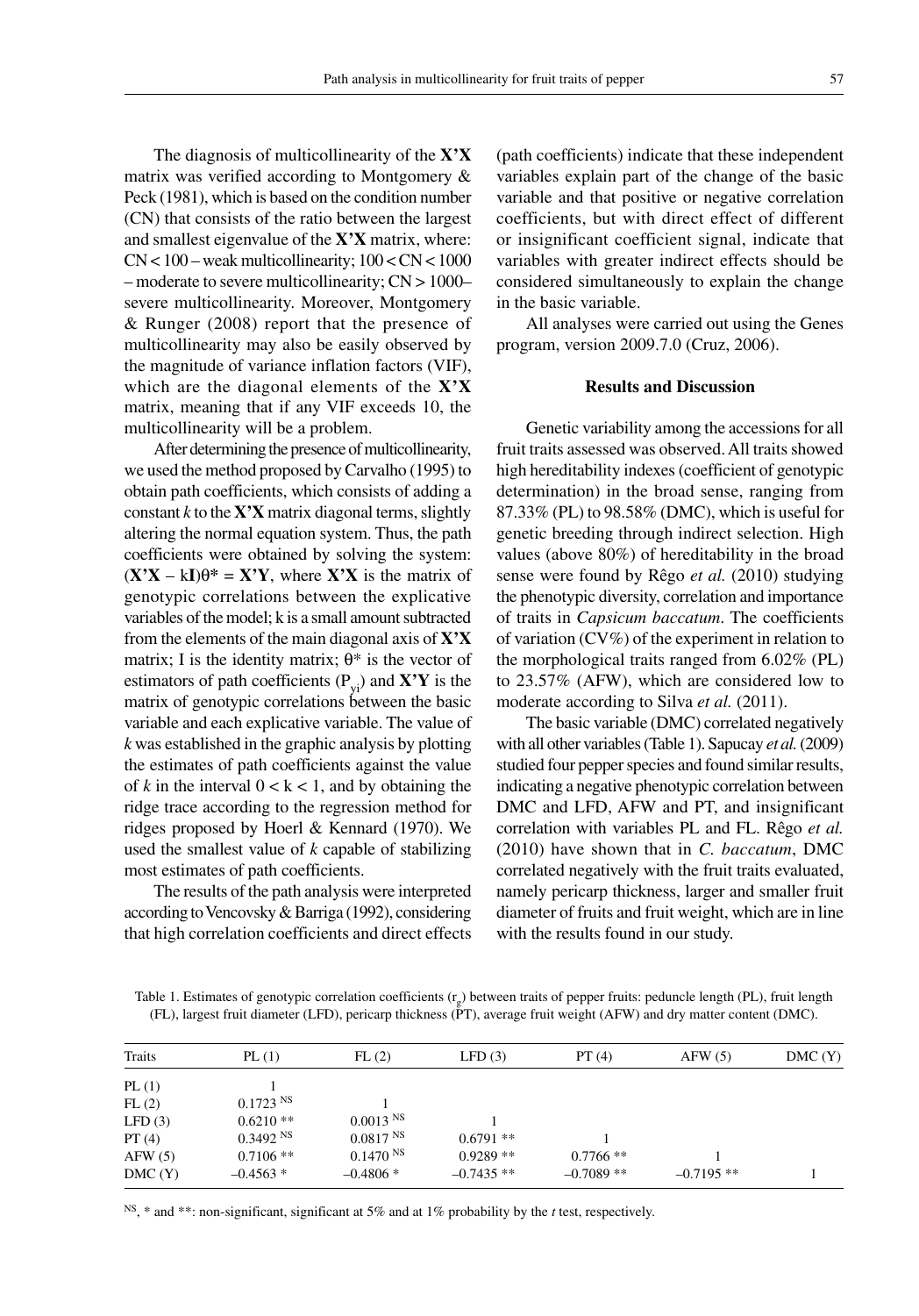The diagnosis of multicollinearity of the **X'X** matrix was verified according to Montgomery & Peck (1981), which is based on the condition number (CN) that consists of the ratio between the largest and smallest eigenvalue of the **X'X** matrix, where: CN < 100 – weak multicollinearity; 100 < CN < 1000 – moderate to severe multicollinearity; CN > 1000– severe multicollinearity. Moreover, Montgomery & Runger (2008) report that the presence of multicollinearity may also be easily observed by the magnitude of variance inflation factors (VIF), which are the diagonal elements of the **X'X** matrix, meaning that if any VIF exceeds 10, the multicollinearity will be a problem.

After determining the presence of multicollinearity, we used the method proposed by Carvalho (1995) to obtain path coefficients, which consists of adding a constant *k* to the **X'X** matrix diagonal terms, slightly altering the normal equation system. Thus, the path coefficients were obtained by solving the system: $(\mathbf{X'X} - k\mathbf{I})\theta^* = \mathbf{X'Y}$, where **X'X** is the matrix of genotypic correlations between the explicative variables of the model; k is a small amount subtracted from the elements of the main diagonal axis of **X'X** matrix; I is the identity matrix; $\theta^*$ is the vector of estimators of path coefficients ($P_{yi}$) and **X'Y** is the matrix of genotypic correlations between the basic variable and each explicative variable. The value of *k* was established in the graphic analysis by plotting the estimates of path coefficients against the value of *k* in the interval $0 < k < 1$, and by obtaining the ridge trace according to the regression method for ridges proposed by Hoerl & Kennard (1970). We used the smallest value of *k* capable of stabilizing most estimates of path coefficients.

The results of the path analysis were interpreted according to Vencovsky & Barriga (1992), considering that high correlation coefficients and direct effects (path coefficients) indicate that these independent variables explain part of the change of the basic variable and that positive or negative correlation coefficients, but with direct effect of different or insignificant coefficient signal, indicate that variables with greater indirect effects should be considered simultaneously to explain the change in the basic variable.

All analyses were carried out using the Genes program, version 2009.7.0 (Cruz, 2006).

## Results and Discussion

Genetic variability among the accessions for all fruit traits assessed was observed. All traits showed high hereditability indexes (coefficient of genotypic determination) in the broad sense, ranging from 87.33% (PL) to 98.58% (DMC), which is useful for genetic breeding through indirect selection. High values (above 80%) of hereditability in the broad sense were found by Rêgo *et al.* (2010) studying the phenotypic diversity, correlation and importance of traits in *Capsicum baccatum*. The coefficients of variation (CV%) of the experiment in relation to the morphological traits ranged from 6.02% (PL) to 23.57% (AFW), which are considered low to moderate according to Silva *et al.* (2011).

The basic variable (DMC) correlated negatively with all other variables (Table 1). Sapucay *et al.* (2009) studied four pepper species and found similar results, indicating a negative phenotypic correlation between DMC and LFD, AFW and PT, and insignificant correlation with variables PL and FL. Rêgo *et al.* (2010) have shown that in *C. baccatum*, DMC correlated negatively with the fruit traits evaluated, namely pericarp thickness, larger and smaller fruit diameter of fruits and fruit weight, which are in line with the results found in our study.

Table 1. Estimates of genotypic correlation coefficients ($r_g$) between traits of pepper fruits: peduncle length (PL), fruit length (FL), largest fruit diameter (LFD), pericarp thickness (PT), average fruit weight (AFW) and dry matter content (DMC).

| Traits | PL (1) | FL (2) | LFD (3) | PT (4) | AFW (5) | DMC (Y) |
|---|---|---|---|---|---|---|
| PL (1) | 1 | | | | | |
| FL (2) | 0.1723 $^{NS}$ | 1 | | | | |
| LFD (3) | 0.6210 ** | 0.0013 $^{NS}$ | 1 | | | |
| PT (4) | 0.3492 $^{NS}$ | 0.0817 $^{NS}$ | 0.6791 ** | 1 | | |
| AFW (5) | 0.7106 ** | 0.1470 $^{NS}$ | 0.9289 ** | 0.7766 ** | 1 | |
| DMC (Y) | –0.4563 * | –0.4806 * | –0.7435 ** | –0.7089 ** | –0.7195 ** | 1 |

$^{NS}$, * and **: non-significant, significant at 5% and at 1% probability by the *t* test, respectively.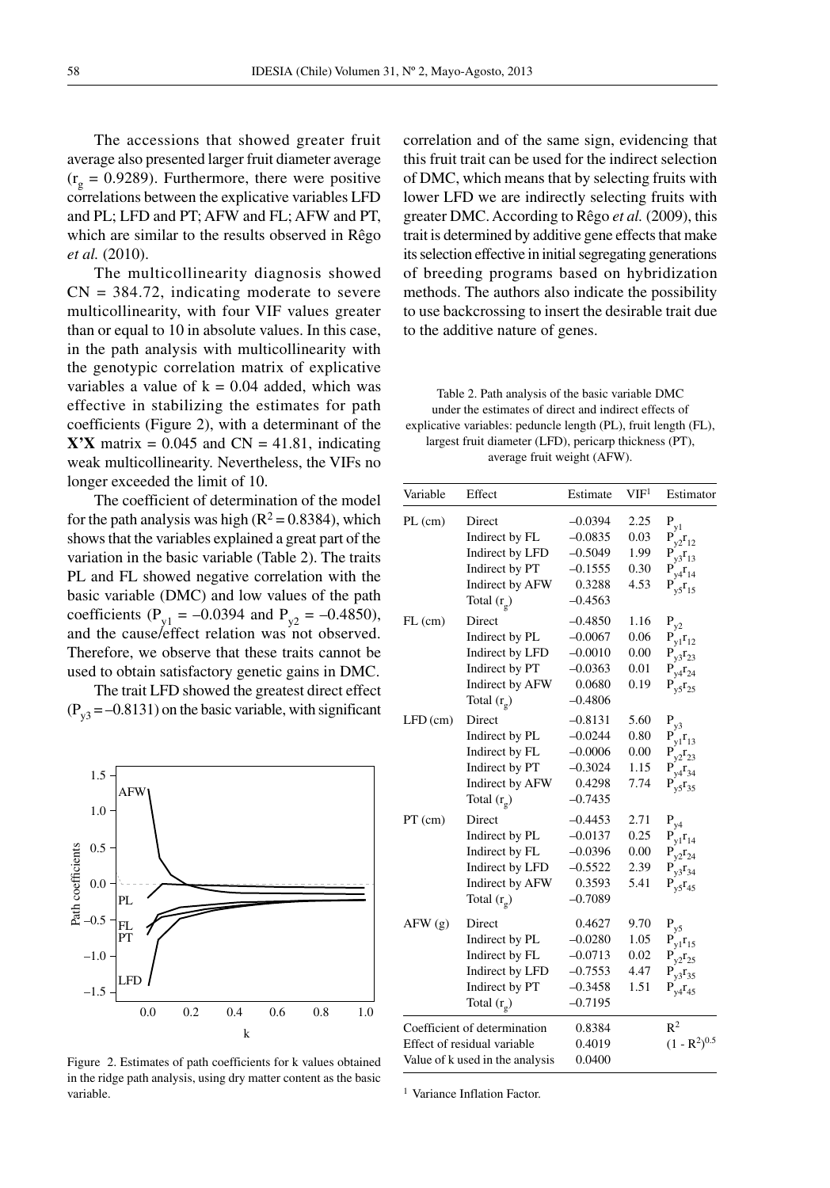The accessions that showed greater fruit average also presented larger fruit diameter average ($r_g = 0.9289$). Furthermore, there were positive correlations between the explicative variables LFD and PL; LFD and PT; AFW and FL; AFW and PT, which are similar to the results observed in Rêgo *et al.* (2010).

The multicollinearity diagnosis showed CN = 384.72, indicating moderate to severe multicollinearity, with four VIF values greater than or equal to 10 in absolute values. In this case, in the path analysis with multicollinearity with the genotypic correlation matrix of explicative variables a value of k = 0.04 added, which was effective in stabilizing the estimates for path coefficients (Figure 2), with a determinant of the **X'X** matrix = 0.045 and CN = 41.81, indicating weak multicollinearity. Nevertheless, the VIFs no longer exceeded the limit of 10.

The coefficient of determination of the model for the path analysis was high ($R^2 = 0.8384$), which shows that the variables explained a great part of the variation in the basic variable (Table 2). The traits PL and FL showed negative correlation with the basic variable (DMC) and low values of the path coefficients ($P_{y1} = -0.0394$ and $P_{y2} = -0.4850$), and the cause/effect relation was not observed. Therefore, we observe that these traits cannot be used to obtain satisfactory genetic gains in DMC.

The trait LFD showed the greatest direct effect ($P_{y3} = -0.8131$) on the basic variable, with significant correlation and of the same sign, evidencing that this fruit trait can be used for the indirect selection of DMC, which means that by selecting fruits with lower LFD we are indirectly selecting fruits with greater DMC. According to Rêgo *et al.* (2009), this trait is determined by additive gene effects that make its selection effective in initial segregating generations of breeding programs based on hybridization methods. The authors also indicate the possibility to use backcrossing to insert the desirable trait due to the additive nature of genes.

Figure 2. Estimates of path coefficients for k values obtained in the ridge path analysis, using dry matter content as the basic variable.

Table 2. Path analysis of the basic variable DMC under the estimates of direct and indirect effects of explicative variables: peduncle length (PL), fruit length (FL), largest fruit diameter (LFD), pericarp thickness (PT), average fruit weight (AFW).

| Variable | Effect | Estimate | VIF[1] | Estimator |
|---|---|---|---|---|
| PL (cm) | Direct | –0.0394 | 2.25 | $P_{y1}$ |
| | Indirect by FL | –0.0835 | 0.03 | $P_{y2}r_{12}$ |
| | Indirect by LFD | –0.5049 | 1.99 | $P_{y3}r_{13}$ |
| | Indirect by PT | –0.1555 | 0.30 | $P_{y4}r_{14}$ |
| | Indirect by AFW | 0.3288 | 4.53 | $P_{y5}r_{15}$ |
| | Total ($r_g$) | –0.4563 | | |
| FL (cm) | Direct | –0.4850 | 1.16 | $P_{y2}$ |
| | Indirect by PL | –0.0067 | 0.06 | $P_{y1}r_{12}$ |
| | Indirect by LFD | –0.0010 | 0.00 | $P_{y3}r_{23}$ |
| | Indirect by PT | –0.0363 | 0.01 | $P_{y4}r_{24}$ |
| | Indirect by AFW | 0.0680 | 0.19 | $P_{y5}r_{25}$ |
| | Total ($r_g$) | –0.4806 | | |
| LFD (cm) | Direct | –0.8131 | 5.60 | $P_{y3}$ |
| | Indirect by PL | –0.0244 | 0.80 | $P_{y1}r_{13}$ |
| | Indirect by FL | –0.0006 | 0.00 | $P_{y2}r_{23}$ |
| | Indirect by PT | –0.3024 | 1.15 | $P_{y4}r_{34}$ |
| | Indirect by AFW | 0.4298 | 7.74 | $P_{y5}r_{35}$ |
| | Total ($r_g$) | –0.7435 | | |
| PT (cm) | Direct | –0.4453 | 2.71 | $P_{y4}$ |
| | Indirect by PL | –0.0137 | 0.25 | $P_{y1}r_{14}$ |
| | Indirect by FL | –0.0396 | 0.00 | $P_{y2}r_{24}$ |
| | Indirect by LFD | –0.5522 | 2.39 | $P_{y3}r_{34}$ |
| | Indirect by AFW | 0.3593 | 5.41 | $P_{y5}r_{45}$ |
| | Total ($r_g$) | –0.7089 | | |
| AFW (g) | Direct | 0.4627 | 9.70 | $P_{y5}$ |
| | Indirect by PL | –0.0280 | 1.05 | $P_{y1}r_{15}$ |
| | Indirect by FL | –0.0713 | 0.02 | $P_{y2}r_{25}$ |
| | Indirect by LFD | –0.7553 | 4.47 | $P_{y3}r_{35}$ |
| | Indirect by PT | –0.3458 | 1.51 | $P_{y4}r_{45}$ |
| | Total ($r_g$) | –0.7195 | | |
| Coefficient of determination | | 0.8384 | | $R^2$ |
| Effect of residual variable | | 0.4019 | | $(1 - R^2)^{0.5}$ |
| Value of k used in the analysis | | 0.0400 | | |

[1] Variance Inflation Factor.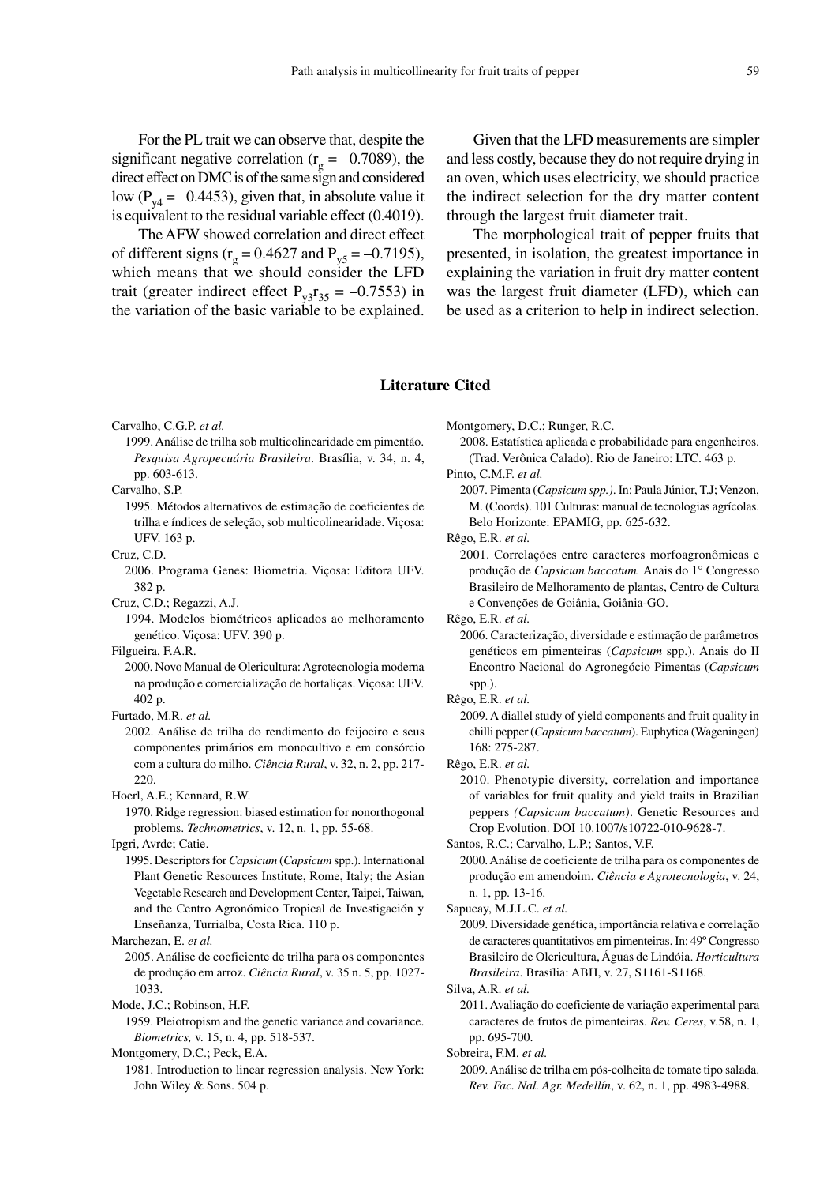For the PL trait we can observe that, despite the significant negative correlation ($r_g = -0.7089$), the direct effect on DMC is of the same sign and considered low ($P_{y4} = -0.4453$), given that, in absolute value it is equivalent to the residual variable effect (0.4019).

The AFW showed correlation and direct effect of different signs ($r_g = 0.4627$ and $P_{y5} = -0.7195$), which means that we should consider the LFD trait (greater indirect effect $P_{y3}r_{35} = -0.7553$) in the variation of the basic variable to be explained.

Given that the LFD measurements are simpler and less costly, because they do not require drying in an oven, which uses electricity, we should practice the indirect selection for the dry matter content through the largest fruit diameter trait.

The morphological trait of pepper fruits that presented, in isolation, the greatest importance in explaining the variation in fruit dry matter content was the largest fruit diameter (LFD), which can be used as a criterion to help in indirect selection.

## Literature Cited

Carvalho, C.G.P. *et al.*
1999. Análise de trilha sob multicolinearidade em pimentão. *Pesquisa Agropecuária Brasileira*. Brasília, v. 34, n. 4, pp. 603-613.

Carvalho, S.P.
1995. Métodos alternativos de estimação de coeficientes de trilha e índices de seleção, sob multicolinearidade. Viçosa: UFV. 163 p.

Cruz, C.D.
2006. Programa Genes: Biometria. Viçosa: Editora UFV. 382 p.

Cruz, C.D.; Regazzi, A.J.
1994. Modelos biométricos aplicados ao melhoramento genético. Viçosa: UFV. 390 p.

Filgueira, F.A.R.
2000. Novo Manual de Olericultura: Agrotecnologia moderna na produção e comercialização de hortaliças. Viçosa: UFV. 402 p.

Furtado, M.R. *et al.*
2002. Análise de trilha do rendimento do feijoeiro e seus componentes primários em monocultivo e em consórcio com a cultura do milho. *Ciência Rural*, v. 32, n. 2, pp. 217-220.

Hoerl, A.E.; Kennard, R.W.
1970. Ridge regression: biased estimation for nonorthogonal problems. *Technometrics*, v. 12, n. 1, pp. 55-68.

Ipgri, Avrdc; Catie.
1995. Descriptors for *Capsicum* (*Capsicum* spp.). International Plant Genetic Resources Institute, Rome, Italy; the Asian Vegetable Research and Development Center, Taipei, Taiwan, and the Centro Agronómico Tropical de Investigación y Enseñanza, Turrialba, Costa Rica. 110 p.

Marchezan, E. *et al.*
2005. Análise de coeficiente de trilha para os componentes de produção em arroz. *Ciência Rural*, v. 35 n. 5, pp. 1027-1033.

Mode, J.C.; Robinson, H.F.
1959. Pleiotropism and the genetic variance and covariance. *Biometrics,* v. 15, n. 4, pp. 518-537.

Montgomery, D.C.; Peck, E.A.
1981. Introduction to linear regression analysis. New York: John Wiley & Sons. 504 p.

Montgomery, D.C.; Runger, R.C.
2008. Estatística aplicada e probabilidade para engenheiros. (Trad. Verônica Calado). Rio de Janeiro: LTC. 463 p.

Pinto, C.M.F. *et al.*
2007. Pimenta (*Capsicum spp.)*. In: Paula Júnior, T.J; Venzon, M. (Coords). 101 Culturas: manual de tecnologias agrícolas. Belo Horizonte: EPAMIG, pp. 625-632.

Rêgo, E.R. *et al.*
2001. Correlações entre caracteres morfoagronômicas e produção de *Capsicum baccatum.* Anais do 1° Congresso Brasileiro de Melhoramento de plantas, Centro de Cultura e Convenções de Goiânia, Goiânia-GO.

Rêgo, E.R. *et al.*
2006. Caracterização, diversidade e estimação de parâmetros genéticos em pimenteiras (*Capsicum* spp.). Anais do II Encontro Nacional do Agronegócio Pimentas (*Capsicum* spp.).

Rêgo, E.R. *et al.*
2009. A diallel study of yield components and fruit quality in chilli pepper (*Capsicum baccatum*). Euphytica (Wageningen) 168: 275-287.

Rêgo, E.R. *et al.*
2010. Phenotypic diversity, correlation and importance of variables for fruit quality and yield traits in Brazilian peppers *(Capsicum baccatum)*. Genetic Resources and Crop Evolution. DOI 10.1007/s10722-010-9628-7.

Santos, R.C.; Carvalho, L.P.; Santos, V.F.
2000. Análise de coeficiente de trilha para os componentes de produção em amendoim. *Ciência e Agrotecnologia*, v. 24, n. 1, pp. 13-16.

Sapucay, M.J.L.C. *et al.*
2009. Diversidade genética, importância relativa e correlação de caracteres quantitativos em pimenteiras. In: 49º Congresso Brasileiro de Olericultura, Águas de Lindóia. *Horticultura Brasileira*. Brasília: ABH, v. 27, S1161-S1168.

Silva, A.R. *et al.*
2011. Avaliação do coeficiente de variação experimental para caracteres de frutos de pimenteiras. *Rev. Ceres*, v.58, n. 1, pp. 695-700.

Sobreira, F.M. *et al.*
2009. Análise de trilha em pós-colheita de tomate tipo salada. *Rev. Fac. Nal. Agr. Medellín*, v. 62, n. 1, pp. 4983-4988.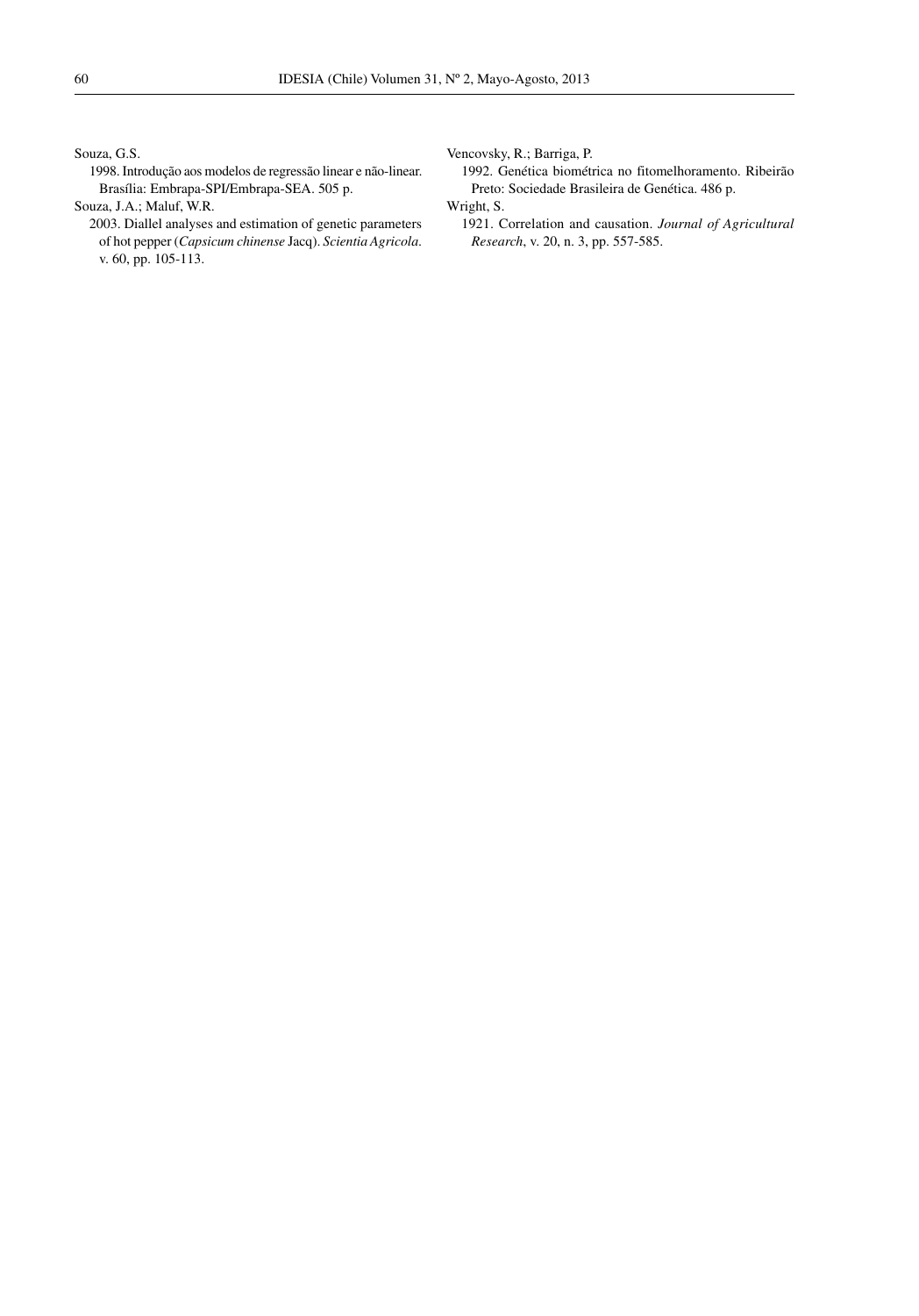Souza, G.S.
1998. Introdução aos modelos de regressão linear e não-linear. Brasília: Embrapa-SPI/Embrapa-SEA. 505 p.

Souza, J.A.; Maluf, W.R.
2003. Diallel analyses and estimation of genetic parameters of hot pepper (*Capsicum chinense* Jacq). *Scientia Agricola*. v. 60, pp. 105-113.

Vencovsky, R.; Barriga, P.
1992. Genética biométrica no fitomelhoramento. Ribeirão Preto: Sociedade Brasileira de Genética. 486 p.

Wright, S.
1921. Correlation and causation. *Journal of Agricultural Research*, v. 20, n. 3, pp. 557-585.